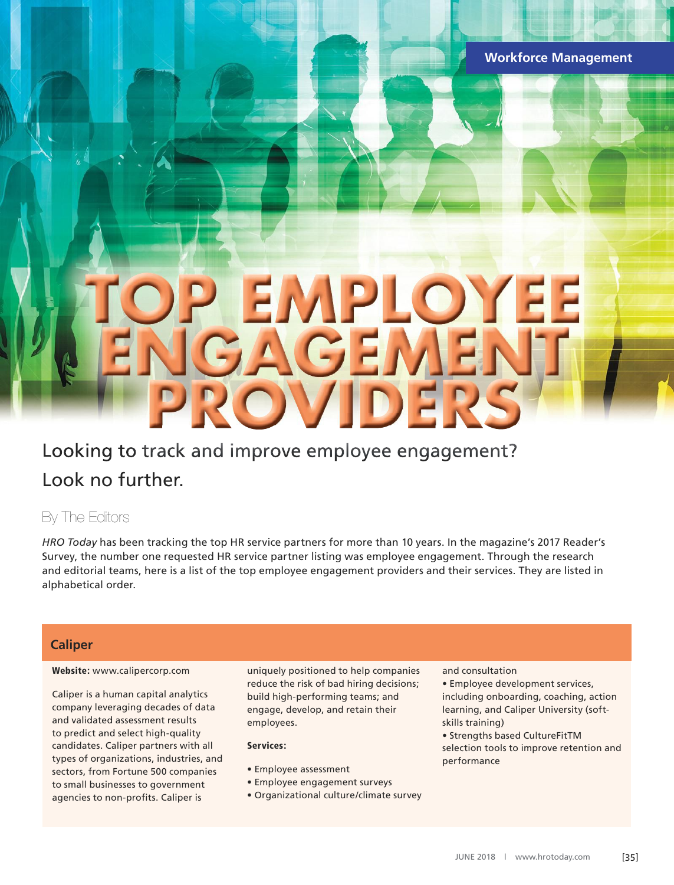Workforce Management

# TOP EMPLOYEE ENGAGEMENT PROVIDERS

Looking to track and improve employee engagement? Look no further.

By The Editors

*HRO Today* has been tracking the top HR service partners for more than 10 years. In the magazine's 2017 Reader's Survey, the number one requested HR service partner listing was employee engagement. Through the research and editorial teams, here is a list of the top employee engagement providers and their services. They are listed in alphabetical order.

## Caliper

**Website:** www.calipercorp.com

Caliper is a human capital analytics company leveraging decades of data and validated assessment results to predict and select high-quality candidates. Caliper partners with all types of organizations, industries, and sectors, from Fortune 500 companies to small businesses to government agencies to non-profits. Caliper is uniquely positioned to help companies reduce the risk of bad hiring decisions; build high-performing teams; and engage, develop, and retain their employees.

**Services:**

- Employee assessment
- Employee engagement surveys
- Organizational culture/climate survey and consultation
- Employee development services, including onboarding, coaching, action learning, and Caliper University (soft-skills training)
- Strengths based CultureFitTM selection tools to improve retention and performance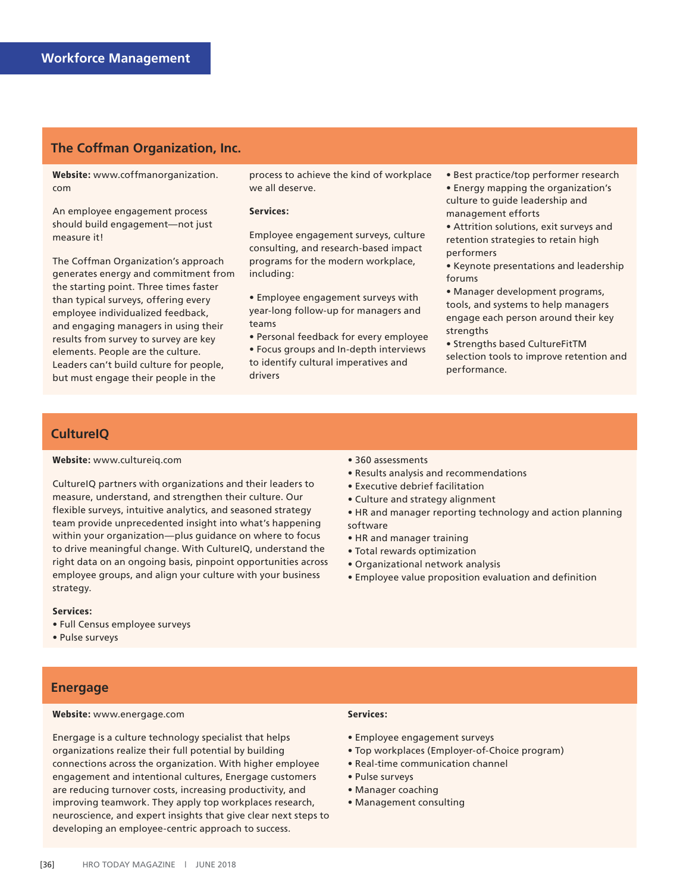# Workforce Management

## The Coffman Organization, Inc.

**Website:** www.coffmanorganization.com

An employee engagement process should build engagement—not just measure it!

The Coffman Organization's approach generates energy and commitment from the starting point. Three times faster than typical surveys, offering every employee individualized feedback, and engaging managers in using their results from survey to survey are key elements. People are the culture. Leaders can't build culture for people, but must engage their people in the process to achieve the kind of workplace we all deserve.

**Services:**

Employee engagement surveys, culture consulting, and research-based impact programs for the modern workplace, including:

- Employee engagement surveys with year-long follow-up for managers and teams
- Personal feedback for every employee
- Focus groups and In-depth interviews to identify cultural imperatives and drivers
- Best practice/top performer research
- Energy mapping the organization's culture to guide leadership and management efforts
- Attrition solutions, exit surveys and retention strategies to retain high performers
- Keynote presentations and leadership forums
- Manager development programs, tools, and systems to help managers engage each person around their key strengths
- Strengths based CultureFitTM selection tools to improve retention and performance.

## CultureIQ

**Website:** www.cultureiq.com

CultureIQ partners with organizations and their leaders to measure, understand, and strengthen their culture. Our flexible surveys, intuitive analytics, and seasoned strategy team provide unprecedented insight into what's happening within your organization—plus guidance on where to focus to drive meaningful change. With CultureIQ, understand the right data on an ongoing basis, pinpoint opportunities across employee groups, and align your culture with your business strategy.

**Services:**

- Full Census employee surveys
- Pulse surveys
- 360 assessments
- Results analysis and recommendations
- Executive debrief facilitation
- Culture and strategy alignment
- HR and manager reporting technology and action planning software
- HR and manager training
- Total rewards optimization
- Organizational network analysis
- Employee value proposition evaluation and definition

## Energage

**Website:** www.energage.com

Energage is a culture technology specialist that helps organizations realize their full potential by building connections across the organization. With higher employee engagement and intentional cultures, Energage customers are reducing turnover costs, increasing productivity, and improving teamwork. They apply top workplaces research, neuroscience, and expert insights that give clear next steps to developing an employee-centric approach to success.

**Services:**

- Employee engagement surveys
- Top workplaces (Employer-of-Choice program)
- Real-time communication channel
- Pulse surveys
- Manager coaching
- Management consulting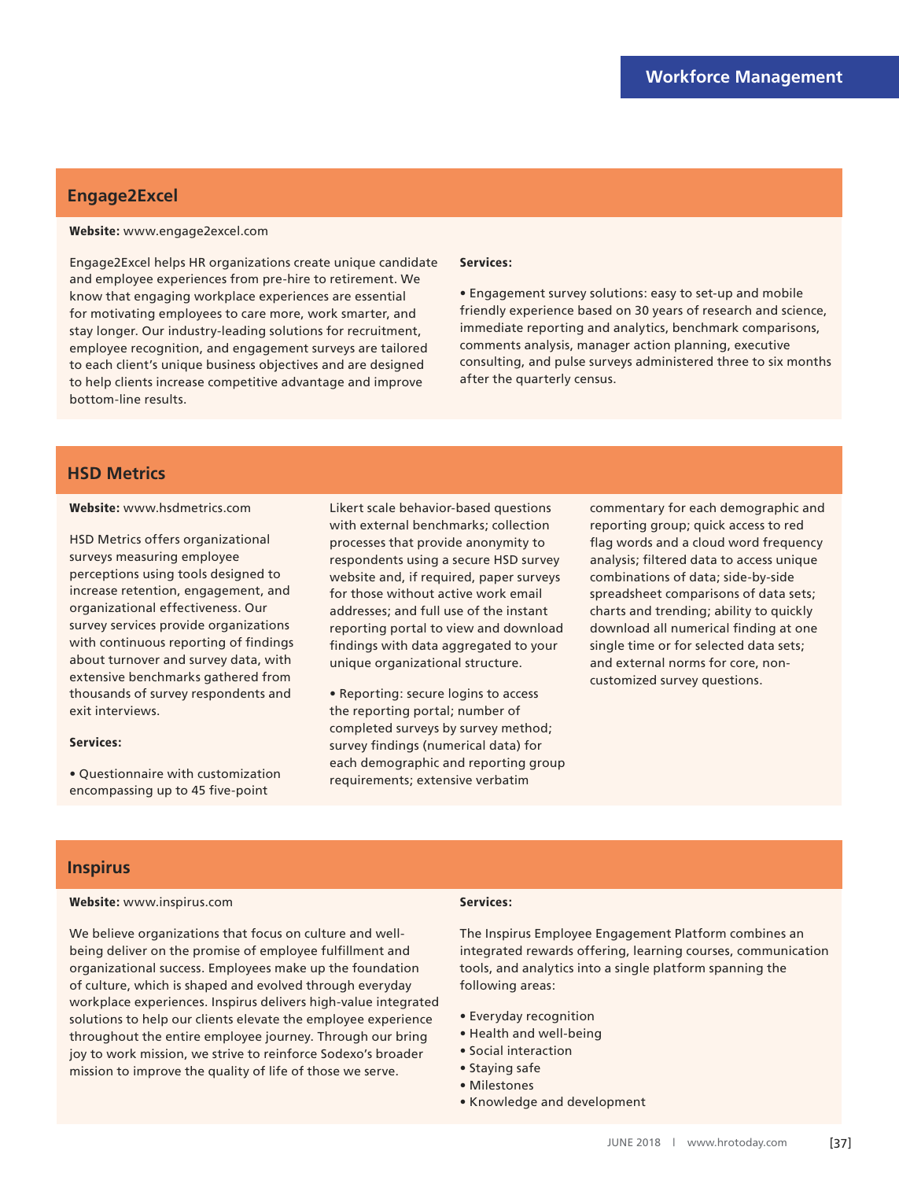## Engage2Excel

**Website:** www.engage2excel.com

Engage2Excel helps HR organizations create unique candidate and employee experiences from pre-hire to retirement. We know that engaging workplace experiences are essential for motivating employees to care more, work smarter, and stay longer. Our industry-leading solutions for recruitment, employee recognition, and engagement surveys are tailored to each client's unique business objectives and are designed to help clients increase competitive advantage and improve bottom-line results.

**Services:**

- Engagement survey solutions: easy to set-up and mobile friendly experience based on 30 years of research and science, immediate reporting and analytics, benchmark comparisons, comments analysis, manager action planning, executive consulting, and pulse surveys administered three to six months after the quarterly census.

## HSD Metrics

**Website:** www.hsdmetrics.com

HSD Metrics offers organizational surveys measuring employee perceptions using tools designed to increase retention, engagement, and organizational effectiveness. Our survey services provide organizations with continuous reporting of findings about turnover and survey data, with extensive benchmarks gathered from thousands of survey respondents and exit interviews.

**Services:**

- Questionnaire with customization encompassing up to 45 five-point Likert scale behavior-based questions with external benchmarks; collection processes that provide anonymity to respondents using a secure HSD survey website and, if required, paper surveys for those without active work email addresses; and full use of the instant reporting portal to view and download findings with data aggregated to your unique organizational structure.
- Reporting: secure logins to access the reporting portal; number of completed surveys by survey method; survey findings (numerical data) for each demographic and reporting group requirements; extensive verbatim commentary for each demographic and reporting group; quick access to red flag words and a cloud word frequency analysis; filtered data to access unique combinations of data; side-by-side spreadsheet comparisons of data sets; charts and trending; ability to quickly download all numerical finding at one single time or for selected data sets; and external norms for core, non-customized survey questions.

## Inspirus

**Website:** www.inspirus.com

We believe organizations that focus on culture and well-being deliver on the promise of employee fulfillment and organizational success. Employees make up the foundation of culture, which is shaped and evolved through everyday workplace experiences. Inspirus delivers high-value integrated solutions to help our clients elevate the employee experience throughout the entire employee journey. Through our bring joy to work mission, we strive to reinforce Sodexo's broader mission to improve the quality of life of those we serve.

**Services:**

The Inspirus Employee Engagement Platform combines an integrated rewards offering, learning courses, communication tools, and analytics into a single platform spanning the following areas:

- Everyday recognition
- Health and well-being
- Social interaction
- Staying safe
- Milestones
- Knowledge and development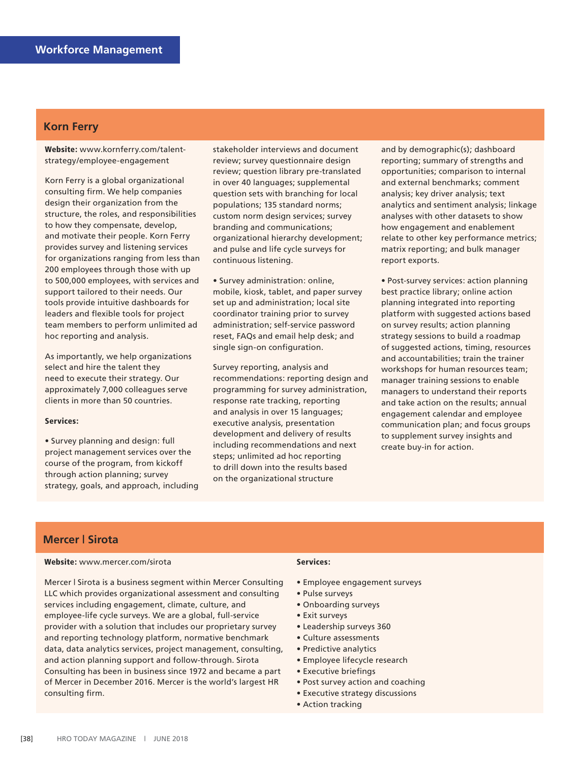## Korn Ferry

**Website:** www.kornferry.com/talent-strategy/employee-engagement

Korn Ferry is a global organizational consulting firm. We help companies design their organization from the structure, the roles, and responsibilities to how they compensate, develop, and motivate their people. Korn Ferry provides survey and listening services for organizations ranging from less than 200 employees through those with up to 500,000 employees, with services and support tailored to their needs. Our tools provide intuitive dashboards for leaders and flexible tools for project team members to perform unlimited ad hoc reporting and analysis.

As importantly, we help organizations select and hire the talent they need to execute their strategy. Our approximately 7,000 colleagues serve clients in more than 50 countries.

**Services:**

• Survey planning and design: full project management services over the course of the program, from kickoff through action planning; survey strategy, goals, and approach, including stakeholder interviews and document review; survey questionnaire design review; question library pre-translated in over 40 languages; supplemental question sets with branching for local populations; 135 standard norms; custom norm design services; survey branding and communications; organizational hierarchy development; and pulse and life cycle surveys for continuous listening.

• Survey administration: online, mobile, kiosk, tablet, and paper survey set up and administration; local site coordinator training prior to survey administration; self-service password reset, FAQs and email help desk; and single sign-on configuration.

Survey reporting, analysis and recommendations: reporting design and programming for survey administration, response rate tracking, reporting and analysis in over 15 languages; executive analysis, presentation development and delivery of results including recommendations and next steps; unlimited ad hoc reporting to drill down into the results based on the organizational structure and by demographic(s); dashboard reporting; summary of strengths and opportunities; comparison to internal and external benchmarks; comment analysis; key driver analysis; text analytics and sentiment analysis; linkage analyses with other datasets to show how engagement and enablement relate to other key performance metrics; matrix reporting; and bulk manager report exports.

• Post-survey services: action planning best practice library; online action planning integrated into reporting platform with suggested actions based on survey results; action planning strategy sessions to build a roadmap of suggested actions, timing, resources and accountabilities; train the trainer workshops for human resources team; manager training sessions to enable managers to understand their reports and take action on the results; annual engagement calendar and employee communication plan; and focus groups to supplement survey insights and create buy-in for action.

## Mercer | Sirota

**Website:** www.mercer.com/sirota

Mercer | Sirota is a business segment within Mercer Consulting LLC which provides organizational assessment and consulting services including engagement, climate, culture, and employee-life cycle surveys. We are a global, full-service provider with a solution that includes our proprietary survey and reporting technology platform, normative benchmark data, data analytics services, project management, consulting, and action planning support and follow-through. Sirota Consulting has been in business since 1972 and became a part of Mercer in December 2016. Mercer is the world's largest HR consulting firm.

**Services:**

- Employee engagement surveys
- Pulse surveys
- Onboarding surveys
- Exit surveys
- Leadership surveys 360
- Culture assessments
- Predictive analytics
- Employee lifecycle research
- Executive briefings
- Post survey action and coaching
- Executive strategy discussions
- Action tracking